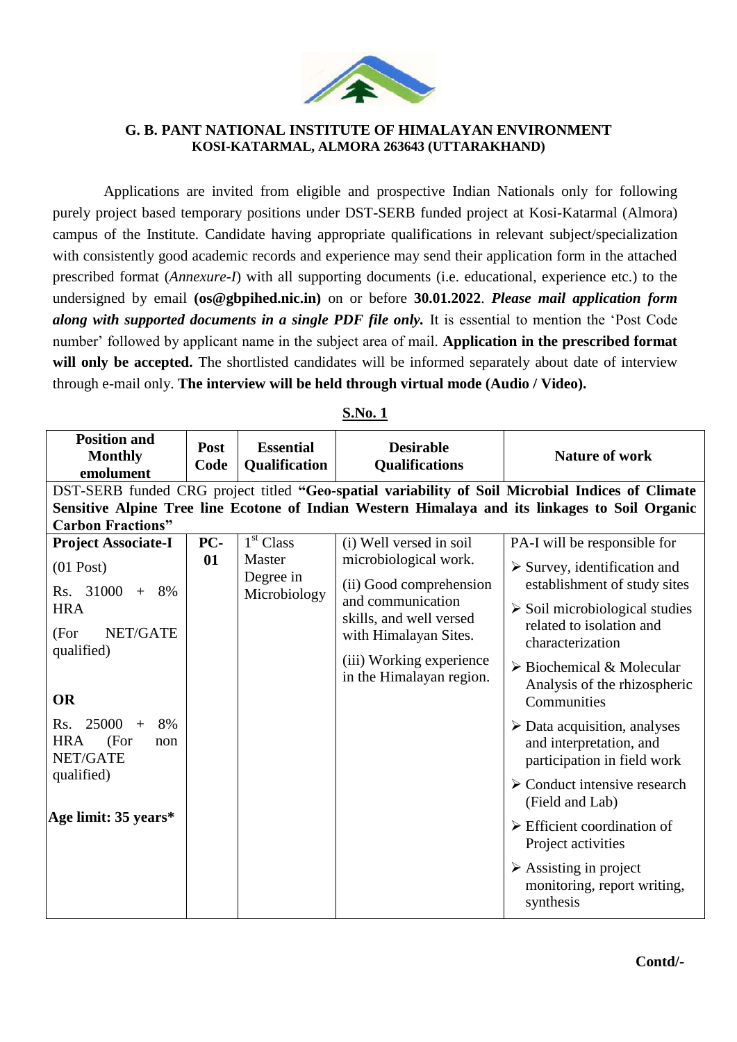**G. B. PANT NATIONAL INSTITUTE OF HIMALAYAN ENVIRONMENT**
**KOSI-KATARMAL, ALMORA 263643 (UTTARAKHAND)**

Applications are invited from eligible and prospective Indian Nationals only for following purely project based temporary positions under DST-SERB funded project at Kosi-Katarmal (Almora) campus of the Institute. Candidate having appropriate qualifications in relevant subject/specialization with consistently good academic records and experience may send their application form in the attached prescribed format (*Annexure-I*) with all supporting documents (i.e. educational, experience etc.) to the undersigned by email **(os@gbpihed.nic.in)** on or before **30.01.2022**. ***Please mail application form along with supported documents in a single PDF file only.*** It is essential to mention the 'Post Code number' followed by applicant name in the subject area of mail. **Application in the prescribed format will only be accepted.** The shortlisted candidates will be informed separately about date of interview through e-mail only. **The interview will be held through virtual mode (Audio / Video).**

**S.No. 1**

| Position and Monthly emolument | Post Code | Essential Qualification | Desirable Qualifications | Nature of work |
|---|---|---|---|---|
| DST-SERB funded CRG project titled **"Geo-spatial variability of Soil Microbial Indices of Climate Sensitive Alpine Tree line Ecotone of Indian Western Himalaya and its linkages to Soil Organic Carbon Fractions"** | | | | |
| **Project Associate-I**<br>(01 Post)<br>Rs. 31000 + 8% HRA<br>(For NET/GATE qualified)<br>**OR**<br>Rs. 25000 + 8% HRA (For non NET/GATE qualified)<br>**Age limit: 35 years*** | **PC-01** | 1st Class Master Degree in Microbiology | (i) Well versed in soil microbiological work.<br>(ii) Good comprehension and communication skills, and well versed with Himalayan Sites.<br>(iii) Working experience in the Himalayan region. | PA-I will be responsible for<br>➢ Survey, identification and establishment of study sites<br>➢ Soil microbiological studies related to isolation and characterization<br>➢ Biochemical & Molecular Analysis of the rhizospheric Communities<br>➢ Data acquisition, analyses and interpretation, and participation in field work<br>➢ Conduct intensive research (Field and Lab)<br>➢ Efficient coordination of Project activities<br>➢ Assisting in project monitoring, report writing, synthesis |

**Contd/-**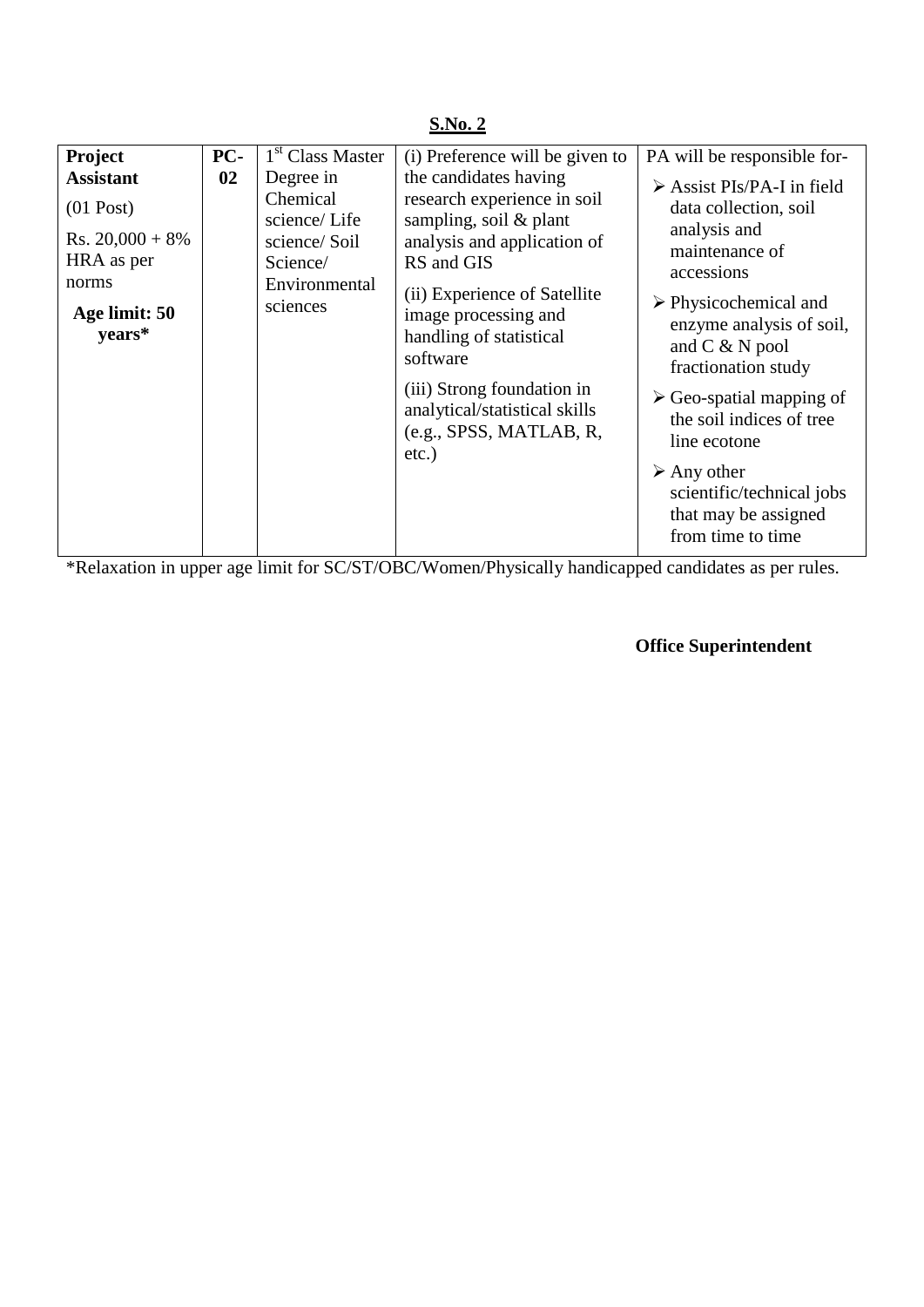**S.No. 2**

| | | | | |
|---|---|---|---|---|
| **Project Assistant**<br>(01 Post)<br>Rs. 20,000 + 8% HRA as per norms<br>**Age limit: 50 years*** | **PC-02** | 1st Class Master Degree in Chemical science/ Life science/ Soil Science/ Environmental sciences | (i) Preference will be given to the candidates having research experience in soil sampling, soil & plant analysis and application of RS and GIS<br>(ii) Experience of Satellite image processing and handling of statistical software<br>(iii) Strong foundation in analytical/statistical skills (e.g., SPSS, MATLAB, R, etc.) | PA will be responsible for-<br>➢ Assist PIs/PA-I in field data collection, soil analysis and maintenance of accessions<br>➢ Physicochemical and enzyme analysis of soil, and C & N pool fractionation study<br>➢ Geo-spatial mapping of the soil indices of tree line ecotone<br>➢ Any other scientific/technical jobs that may be assigned from time to time |

*Relaxation in upper age limit for SC/ST/OBC/Women/Physically handicapped candidates as per rules.

**Office Superintendent**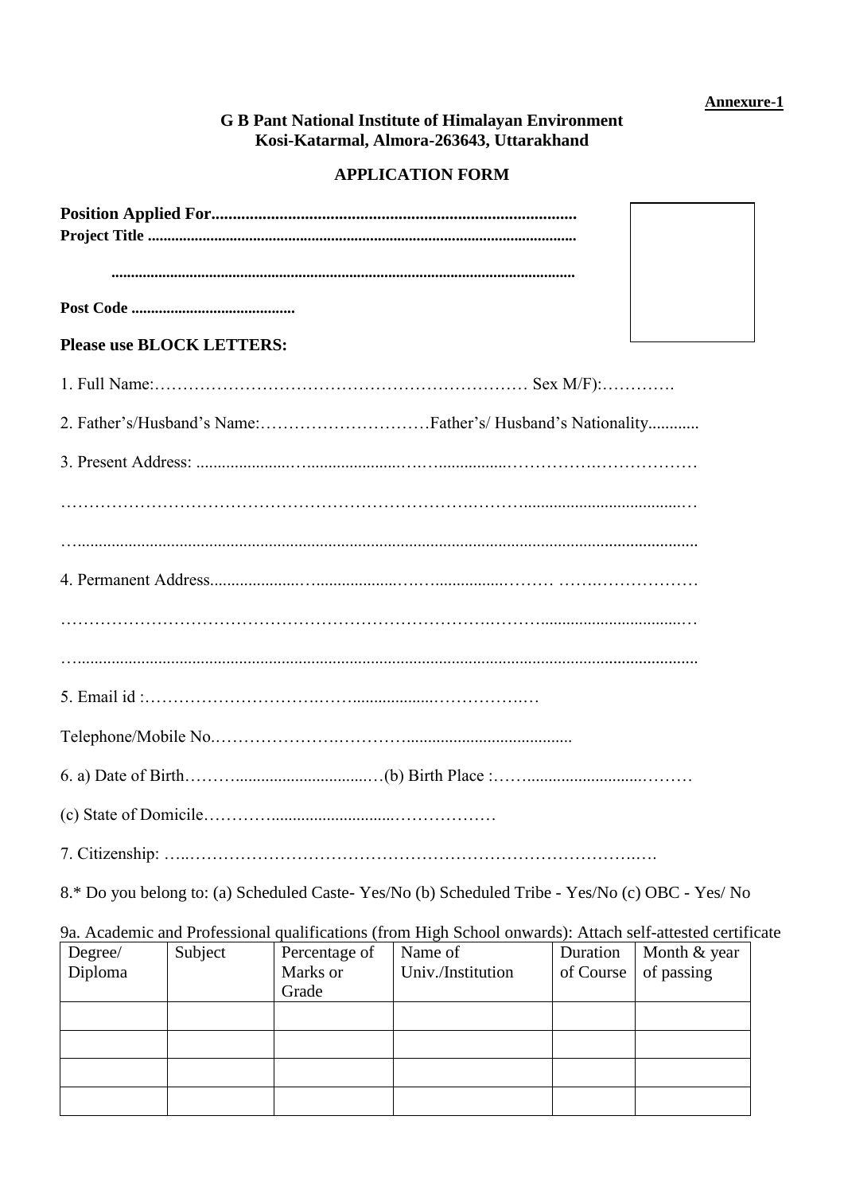**Annexure-1**

**G B Pant National Institute of Himalayan Environment**
**Kosi-Katarmal, Almora-263643, Uttarakhand**

**APPLICATION FORM**

**Position Applied For.....................................................................................**

**Project Title ..........................................................................................................**

**....................................................................................................................**

**Post Code ..........................................**

**Please use BLOCK LETTERS:**

1. Full Name:………………………………………………………… Sex M/F):………….

2. Father's/Husband's Name:…………………………Father's/ Husband's Nationality............

3. Present Address: ......................….......................……...............…………….………………

…………………………………………………………………….……......................................…

….................................................................................................................................................

4. Permanent Address....................…..................……..............……… …….………………

…………………………………………………………………….……..................................…

….................................................................................................................................................

5. Email id :………………………….……..................……………..…

Telephone/Mobile No.………………….………......................................

6. a) Date of Birth……….................................…(b) Birth Place :……...........................………

(c) State of Domicile…………...........................………………

7. Citizenship: …..……………………………………………………………………..….

8.* Do you belong to: (a) Scheduled Caste- Yes/No (b) Scheduled Tribe - Yes/No (c) OBC - Yes/ No

9a. Academic and Professional qualifications (from High School onwards): Attach self-attested certificate

| Degree/ Diploma | Subject | Percentage of Marks or Grade | Name of Univ./Institution | Duration of Course | Month & year of passing |
|---|---|---|---|---|---|
| | | | | | |
| | | | | | |
| | | | | | |
| | | | | | |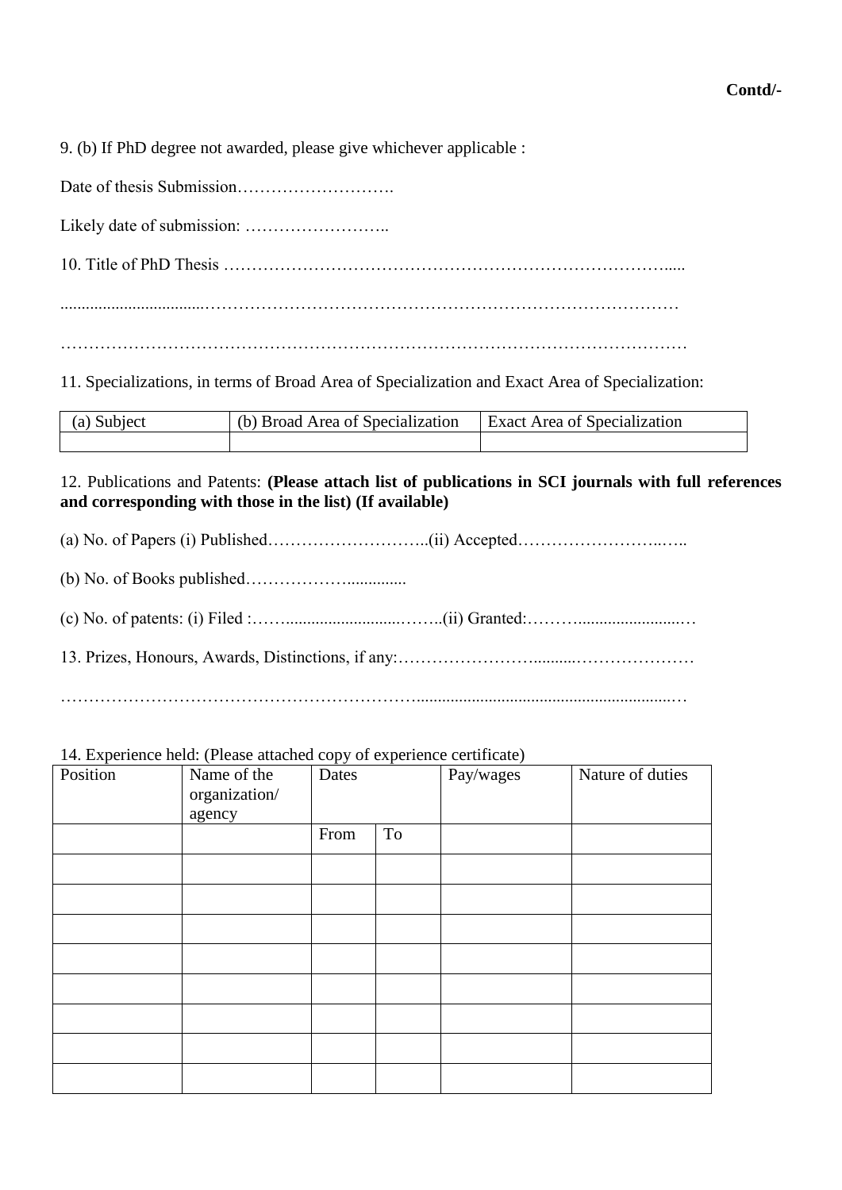**Contd/-**

9. (b) If PhD degree not awarded, please give whichever applicable :

Date of thesis Submission……………………….

Likely date of submission: ……………………..

10. Title of PhD Thesis …………………………………………………………………….....

................................……………………………………………………………………………

…………………………………………………………………………………………………

11. Specializations, in terms of Broad Area of Specialization and Exact Area of Specialization:

| (a) Subject | (b) Broad Area of Specialization | Exact Area of Specialization |
|---|---|---|
| | | |

12. Publications and Patents: **(Please attach list of publications in SCI journals with full references and corresponding with those in the list) (If available)**

(a) No. of Papers (i) Published………………………..(ii) Accepted……………………..…..

(b) No. of Books published………………..............

(c) No. of patents: (i) Filed :……..........................……..(ii) Granted:………........................…

13. Prizes, Honours, Awards, Distinctions, if any:……………………..........…………………

………………………………………………………...........................................................…

14. Experience held: (Please attached copy of experience certificate)

| Position | Name of the organization/ agency | Dates | | Pay/wages | Nature of duties |
|---|---|---|---|---|---|
| | | From | To | | |
| | | | | | |
| | | | | | |
| | | | | | |
| | | | | | |
| | | | | | |
| | | | | | |
| | | | | | |
| | | | | | |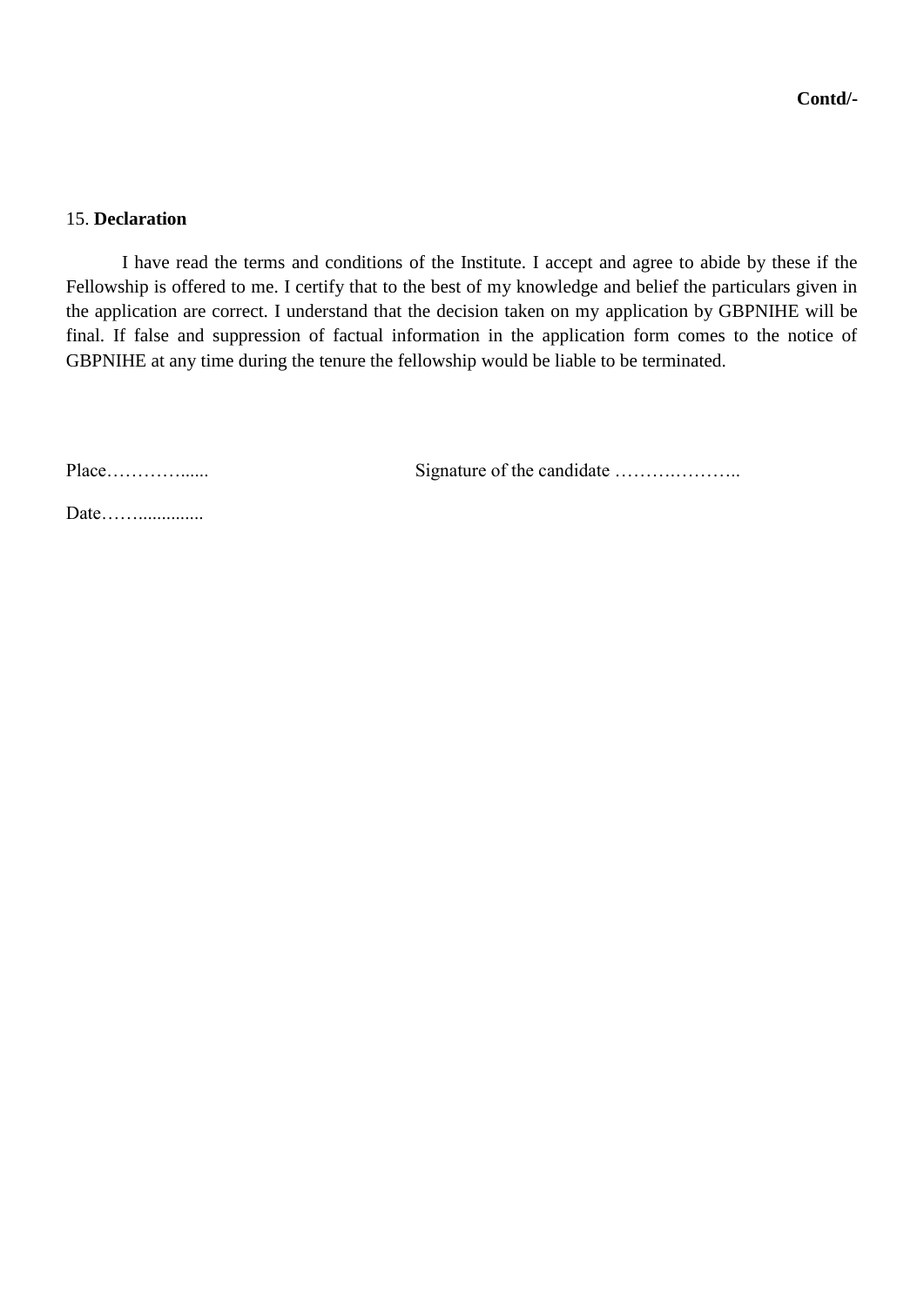**Contd/-**

15. **Declaration**

I have read the terms and conditions of the Institute. I accept and agree to abide by these if the Fellowship is offered to me. I certify that to the best of my knowledge and belief the particulars given in the application are correct. I understand that the decision taken on my application by GBPNIHE will be final. If false and suppression of factual information in the application form comes to the notice of GBPNIHE at any time during the tenure the fellowship would be liable to be terminated.

Place…………......                                   Signature of the candidate ……….………..

Date…….............